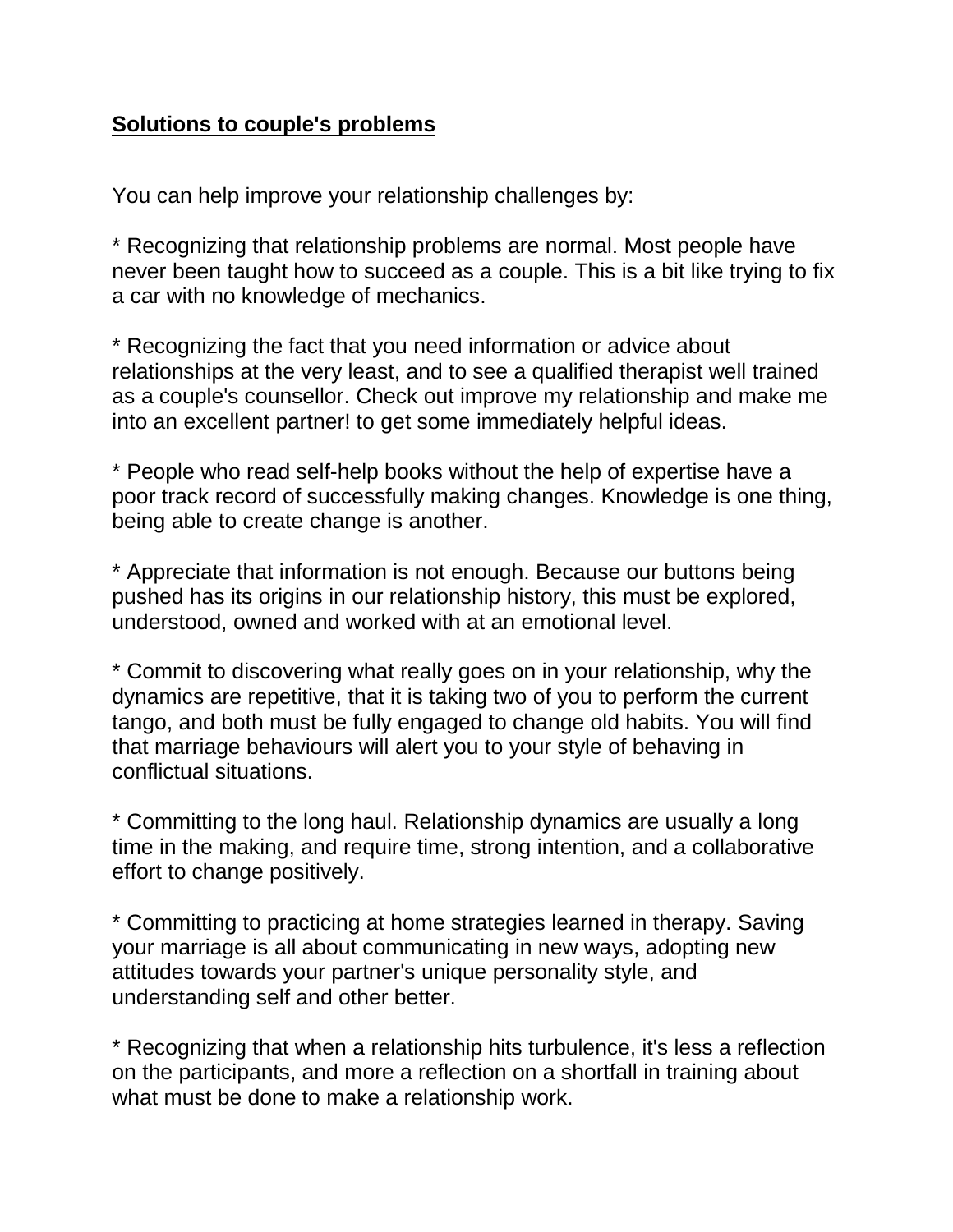## **Solutions to couple's problems**

You can help improve your relationship challenges by:

* Recognizing that relationship problems are normal. Most people have never been taught how to succeed as a couple. This is a bit like trying to fix a car with no knowledge of mechanics.

* Recognizing the fact that you need information or advice about relationships at the very least, and to see a qualified therapist well trained as a couple's counsellor. Check out improve my relationship and make me into an excellent partner! to get some immediately helpful ideas.

* People who read self-help books without the help of expertise have a poor track record of successfully making changes. Knowledge is one thing, being able to create change is another.

* Appreciate that information is not enough. Because our buttons being pushed has its origins in our relationship history, this must be explored, understood, owned and worked with at an emotional level.

* Commit to discovering what really goes on in your relationship, why the dynamics are repetitive, that it is taking two of you to perform the current tango, and both must be fully engaged to change old habits. You will find that marriage behaviours will alert you to your style of behaving in conflictual situations.

* Committing to the long haul. Relationship dynamics are usually a long time in the making, and require time, strong intention, and a collaborative effort to change positively.

* Committing to practicing at home strategies learned in therapy. Saving your marriage is all about communicating in new ways, adopting new attitudes towards your partner's unique personality style, and understanding self and other better.

* Recognizing that when a relationship hits turbulence, it's less a reflection on the participants, and more a reflection on a shortfall in training about what must be done to make a relationship work.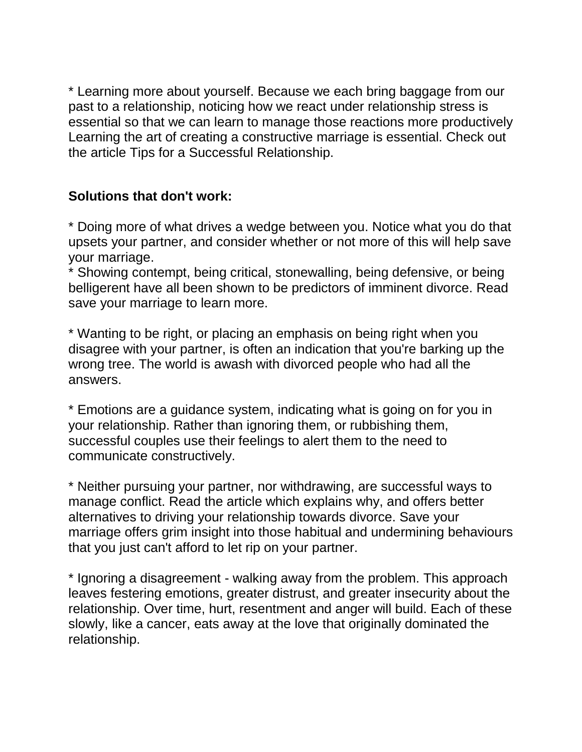* Learning more about yourself. Because we each bring baggage from our past to a relationship, noticing how we react under relationship stress is essential so that we can learn to manage those reactions more productively Learning the art of creating a constructive marriage is essential. Check out the article Tips for a Successful Relationship.

**Solutions that don't work:**

* Doing more of what drives a wedge between you. Notice what you do that upsets your partner, and consider whether or not more of this will help save your marriage.
* Showing contempt, being critical, stonewalling, being defensive, or being belligerent have all been shown to be predictors of imminent divorce. Read save your marriage to learn more.

* Wanting to be right, or placing an emphasis on being right when you disagree with your partner, is often an indication that you're barking up the wrong tree. The world is awash with divorced people who had all the answers.

* Emotions are a guidance system, indicating what is going on for you in your relationship. Rather than ignoring them, or rubbishing them, successful couples use their feelings to alert them to the need to communicate constructively.

* Neither pursuing your partner, nor withdrawing, are successful ways to manage conflict. Read the article which explains why, and offers better alternatives to driving your relationship towards divorce. Save your marriage offers grim insight into those habitual and undermining behaviours that you just can't afford to let rip on your partner.

* Ignoring a disagreement - walking away from the problem. This approach leaves festering emotions, greater distrust, and greater insecurity about the relationship. Over time, hurt, resentment and anger will build. Each of these slowly, like a cancer, eats away at the love that originally dominated the relationship.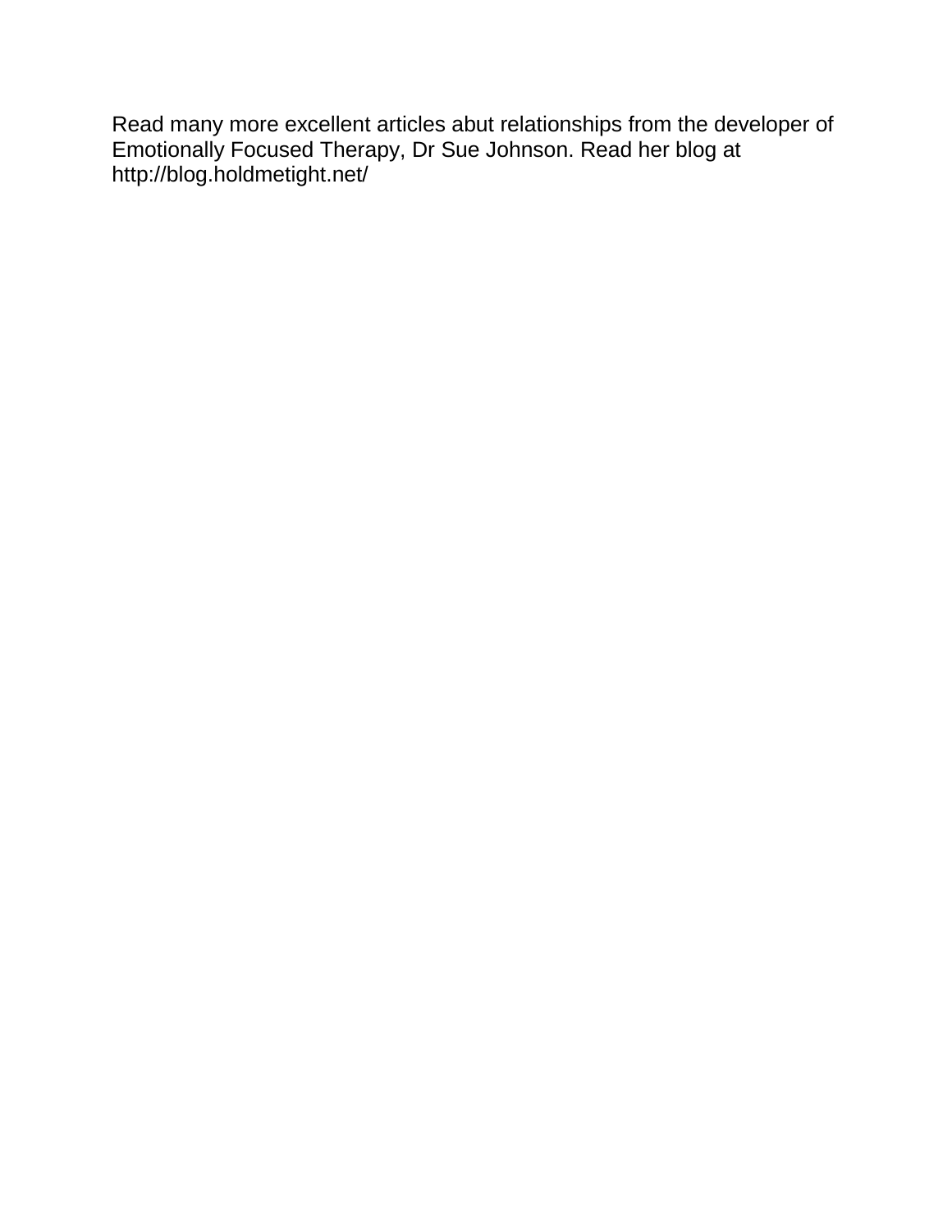Read many more excellent articles abut relationships from the developer of Emotionally Focused Therapy, Dr Sue Johnson. Read her blog at http://blog.holdmetight.net/